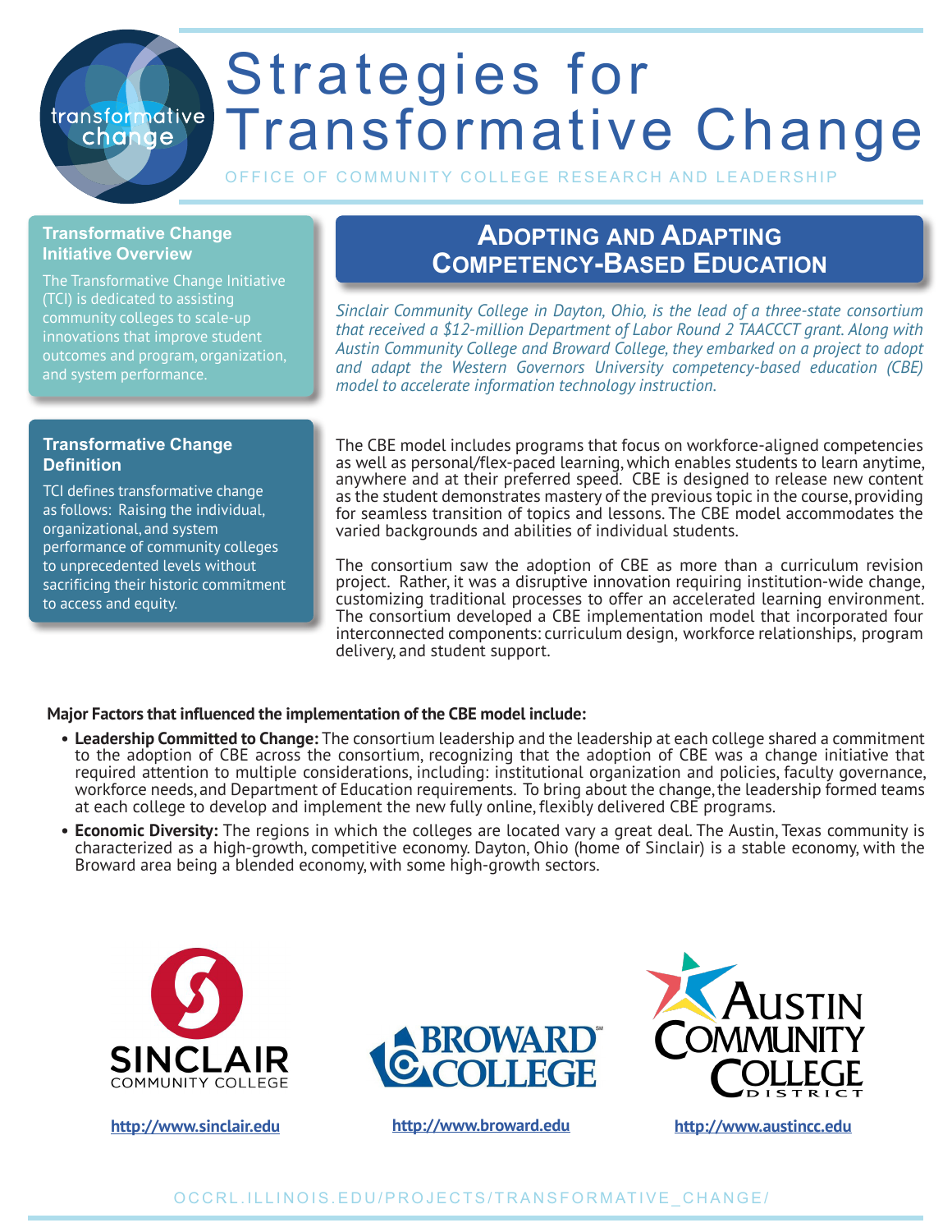# Strategies for Transformative Change

OFFICE OF COMMUNITY COLLEGE RESEARCH AND LEADERSHIP

### Transformative Change Initiative Overview

The Transformative Change Initiative (TCI) is dedicated to assisting community colleges to scale-up innovations that improve student outcomes and program, organization, and system performance.

### Transformative Change Definition

TCI defines transformative change as follows: Raising the individual, organizational, and system performance of community colleges to unprecedented levels without sacrificing their historic commitment to access and equity.

## Adopting and Adapting Competency-Based Education

*Sinclair Community College in Dayton, Ohio, is the lead of a three-state consortium that received a $12-million Department of Labor Round 2 TAACCCT grant. Along with Austin Community College and Broward College, they embarked on a project to adopt and adapt the Western Governors University competency-based education (CBE) model to accelerate information technology instruction.*

The CBE model includes programs that focus on workforce-aligned competencies as well as personal/flex-paced learning, which enables students to learn anytime, anywhere and at their preferred speed. CBE is designed to release new content as the student demonstrates mastery of the previous topic in the course, providing for seamless transition of topics and lessons. The CBE model accommodates the varied backgrounds and abilities of individual students.

The consortium saw the adoption of CBE as more than a curriculum revision project. Rather, it was a disruptive innovation requiring institution-wide change, customizing traditional processes to offer an accelerated learning environment. The consortium developed a CBE implementation model that incorporated four interconnected components: curriculum design, workforce relationships, program delivery, and student support.

**Major Factors that influenced the implementation of the CBE model include:**

- **Leadership Committed to Change:** The consortium leadership and the leadership at each college shared a commitment to the adoption of CBE across the consortium, recognizing that the adoption of CBE was a change initiative that required attention to multiple considerations, including: institutional organization and policies, faculty governance, workforce needs, and Department of Education requirements. To bring about the change, the leadership formed teams at each college to develop and implement the new fully online, flexibly delivered CBE programs.
- **Economic Diversity:** The regions in which the colleges are located vary a great deal. The Austin, Texas community is characterized as a high-growth, competitive economy. Dayton, Ohio (home of Sinclair) is a stable economy, with the Broward area being a blended economy, with some high-growth sectors.

SINCLAIR COMMUNITY COLLEGE — http://www.sinclair.edu

BROWARD COLLEGE — http://www.broward.edu

AUSTIN COMMUNITY COLLEGE DISTRICT — http://www.austincc.edu

OCCRL.ILLINOIS.EDU/PROJECTS/TRANSFORMATIVE_CHANGE/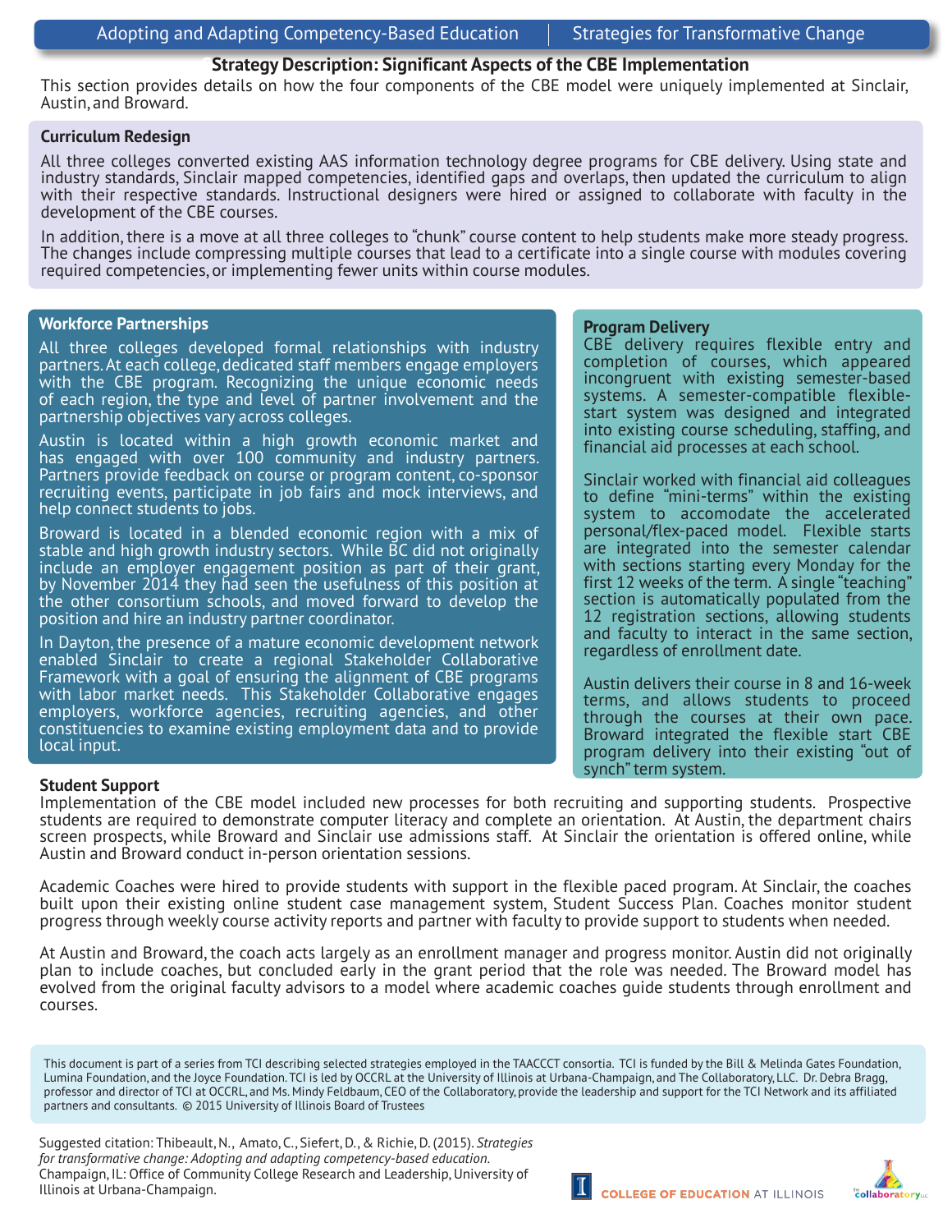## Strategy Description: Significant Aspects of the CBE Implementation

This section provides details on how the four components of the CBE model were uniquely implemented at Sinclair, Austin, and Broward.

### Curriculum Redesign

All three colleges converted existing AAS information technology degree programs for CBE delivery. Using state and industry standards, Sinclair mapped competencies, identified gaps and overlaps, then updated the curriculum to align with their respective standards. Instructional designers were hired or assigned to collaborate with faculty in the development of the CBE courses.

In addition, there is a move at all three colleges to "chunk" course content to help students make more steady progress. The changes include compressing multiple courses that lead to a certificate into a single course with modules covering required competencies, or implementing fewer units within course modules.

### Workforce Partnerships

All three colleges developed formal relationships with industry partners. At each college, dedicated staff members engage employers with the CBE program. Recognizing the unique economic needs of each region, the type and level of partner involvement and the partnership objectives vary across colleges.

Austin is located within a high growth economic market and has engaged with over 100 community and industry partners. Partners provide feedback on course or program content, co-sponsor recruiting events, participate in job fairs and mock interviews, and help connect students to jobs.

Broward is located in a blended economic region with a mix of stable and high growth industry sectors. While BC did not originally include an employer engagement position as part of their grant, by November 2014 they had seen the usefulness of this position at the other consortium schools, and moved forward to develop the position and hire an industry partner coordinator.

In Dayton, the presence of a mature economic development network enabled Sinclair to create a regional Stakeholder Collaborative Framework with a goal of ensuring the alignment of CBE programs with labor market needs. This Stakeholder Collaborative engages employers, workforce agencies, recruiting agencies, and other constituencies to examine existing employment data and to provide local input.

### Program Delivery

CBE delivery requires flexible entry and completion of courses, which appeared incongruent with existing semester-based systems. A semester-compatible flexible-start system was designed and integrated into existing course scheduling, staffing, and financial aid processes at each school.

Sinclair worked with financial aid colleagues to define "mini-terms" within the existing system to accomodate the accelerated personal/flex-paced model. Flexible starts are integrated into the semester calendar with sections starting every Monday for the first 12 weeks of the term. A single "teaching" section is automatically populated from the 12 registration sections, allowing students and faculty to interact in the same section, regardless of enrollment date.

Austin delivers their course in 8 and 16-week terms, and allows students to proceed through the courses at their own pace. Broward integrated the flexible start CBE program delivery into their existing "out of synch" term system.

### Student Support

Implementation of the CBE model included new processes for both recruiting and supporting students. Prospective students are required to demonstrate computer literacy and complete an orientation. At Austin, the department chairs screen prospects, while Broward and Sinclair use admissions staff. At Sinclair the orientation is offered online, while Austin and Broward conduct in-person orientation sessions.

Academic Coaches were hired to provide students with support in the flexible paced program. At Sinclair, the coaches built upon their existing online student case management system, Student Success Plan. Coaches monitor student progress through weekly course activity reports and partner with faculty to provide support to students when needed.

At Austin and Broward, the coach acts largely as an enrollment manager and progress monitor. Austin did not originally plan to include coaches, but concluded early in the grant period that the role was needed. The Broward model has evolved from the original faculty advisors to a model where academic coaches guide students through enrollment and courses.

This document is part of a series from TCI describing selected strategies employed in the TAACCCT consortia. TCI is funded by the Bill & Melinda Gates Foundation, Lumina Foundation, and the Joyce Foundation. TCI is led by OCCRL at the University of Illinois at Urbana-Champaign, and The Collaboratory, LLC. Dr. Debra Bragg, professor and director of TCI at OCCRL, and Ms. Mindy Feldbaum, CEO of the Collaboratory, provide the leadership and support for the TCI Network and its affiliated partners and consultants. © 2015 University of Illinois Board of Trustees

Suggested citation: Thibeault, N., Amato, C., Siefert, D., & Richie, D. (2015). *Strategies for transformative change: Adopting and adapting competency-based education.* Champaign, IL: Office of Community College Research and Leadership, University of Illinois at Urbana-Champaign.

COLLEGE OF EDUCATION AT ILLINOIS

the collaboratory LLC